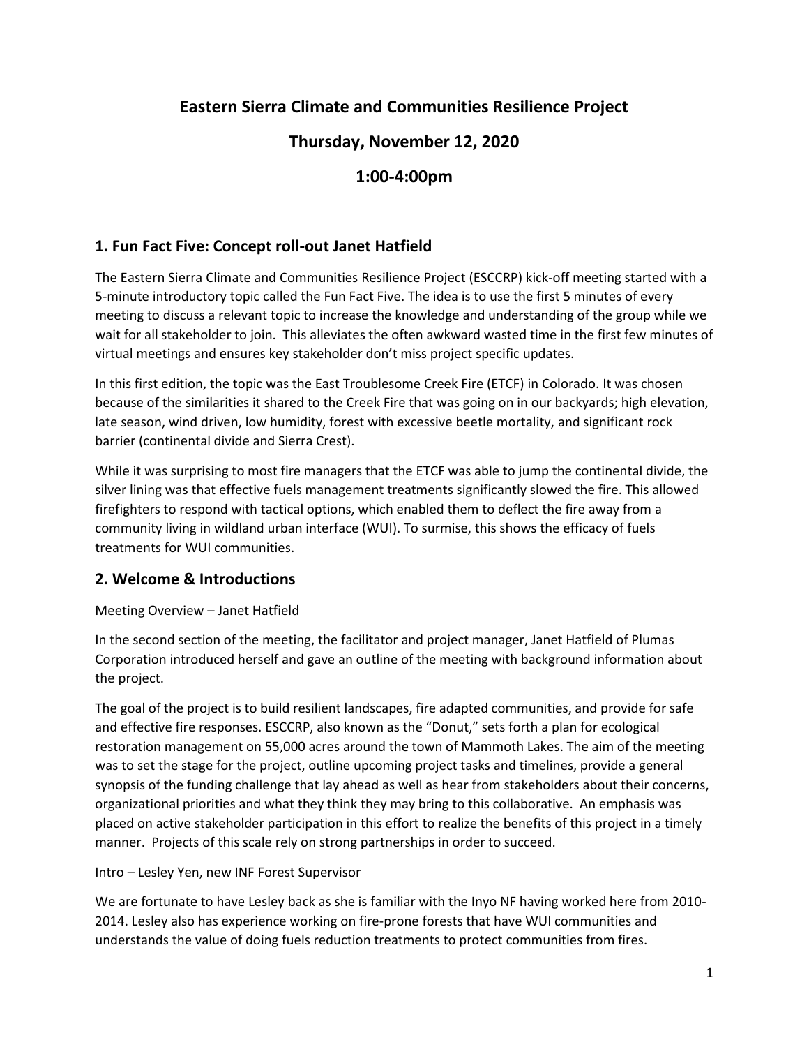# Eastern Sierra Climate and Communities Resilience Project

# Thursday, November 12, 2020

# 1:00-4:00pm

## 1. Fun Fact Five: Concept roll-out Janet Hatfield

The Eastern Sierra Climate and Communities Resilience Project (ESCCRP) kick-off meeting started with a 5-minute introductory topic called the Fun Fact Five. The idea is to use the first 5 minutes of every meeting to discuss a relevant topic to increase the knowledge and understanding of the group while we wait for all stakeholder to join. This alleviates the often awkward wasted time in the first few minutes of virtual meetings and ensures key stakeholder don't miss project specific updates.

In this first edition, the topic was the East Troublesome Creek Fire (ETCF) in Colorado. It was chosen because of the similarities it shared to the Creek Fire that was going on in our backyards; high elevation, late season, wind driven, low humidity, forest with excessive beetle mortality, and significant rock barrier (continental divide and Sierra Crest).

While it was surprising to most fire managers that the ETCF was able to jump the continental divide, the silver lining was that effective fuels management treatments significantly slowed the fire. This allowed firefighters to respond with tactical options, which enabled them to deflect the fire away from a community living in wildland urban interface (WUI). To surmise, this shows the efficacy of fuels treatments for WUI communities.

## 2. Welcome & Introductions

Meeting Overview – Janet Hatfield

In the second section of the meeting, the facilitator and project manager, Janet Hatfield of Plumas Corporation introduced herself and gave an outline of the meeting with background information about the project.

The goal of the project is to build resilient landscapes, fire adapted communities, and provide for safe and effective fire responses. ESCCRP, also known as the "Donut," sets forth a plan for ecological restoration management on 55,000 acres around the town of Mammoth Lakes. The aim of the meeting was to set the stage for the project, outline upcoming project tasks and timelines, provide a general synopsis of the funding challenge that lay ahead as well as hear from stakeholders about their concerns, organizational priorities and what they think they may bring to this collaborative. An emphasis was placed on active stakeholder participation in this effort to realize the benefits of this project in a timely manner. Projects of this scale rely on strong partnerships in order to succeed.

Intro – Lesley Yen, new INF Forest Supervisor

We are fortunate to have Lesley back as she is familiar with the Inyo NF having worked here from 2010-2014. Lesley also has experience working on fire-prone forests that have WUI communities and understands the value of doing fuels reduction treatments to protect communities from fires.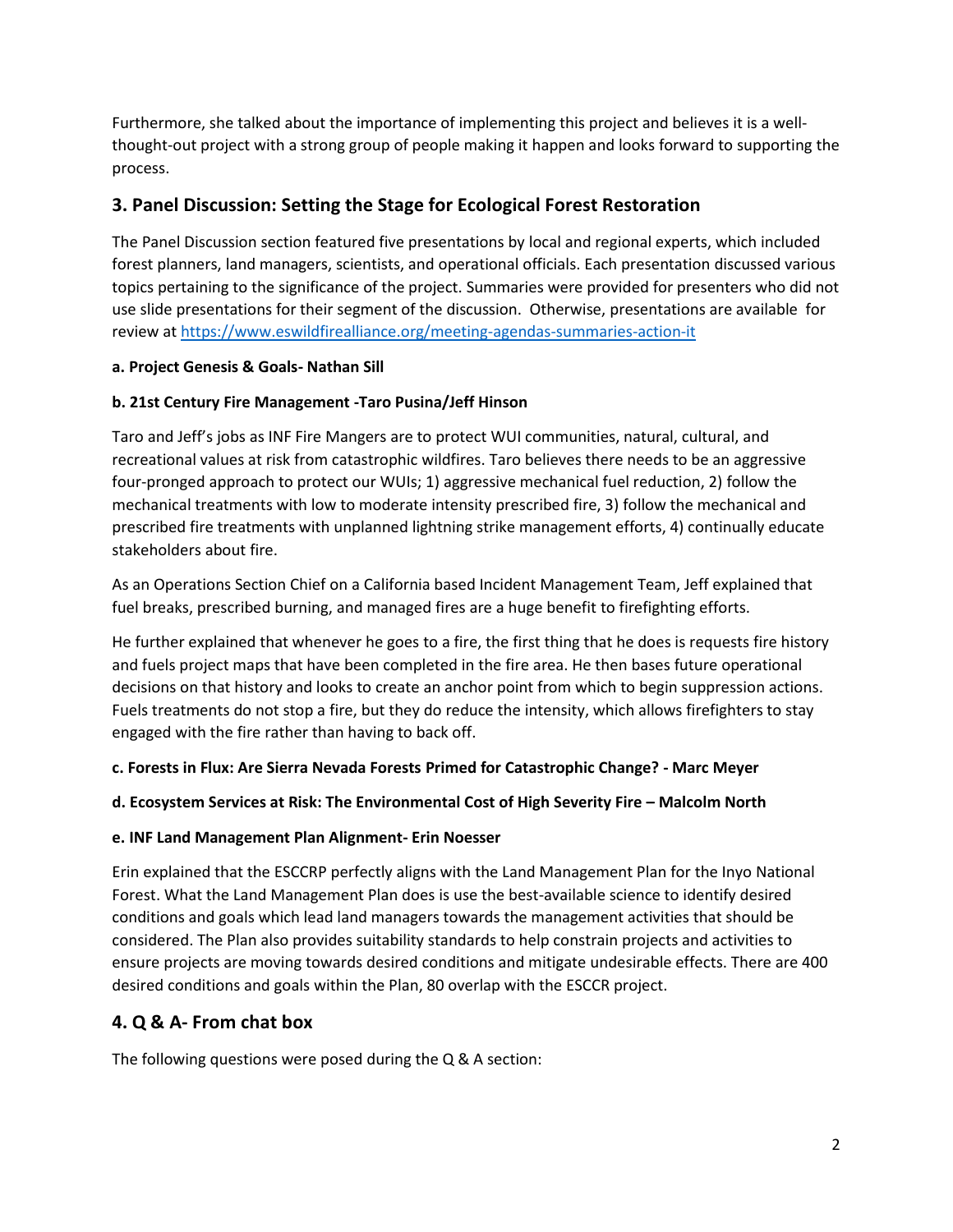Furthermore, she talked about the importance of implementing this project and believes it is a well-thought-out project with a strong group of people making it happen and looks forward to supporting the process.

## 3. Panel Discussion: Setting the Stage for Ecological Forest Restoration

The Panel Discussion section featured five presentations by local and regional experts, which included forest planners, land managers, scientists, and operational officials. Each presentation discussed various topics pertaining to the significance of the project. Summaries were provided for presenters who did not use slide presentations for their segment of the discussion. Otherwise, presentations are available for review at https://www.eswildfirealliance.org/meeting-agendas-summaries-action-it

**a. Project Genesis & Goals- Nathan Sill**

**b. 21st Century Fire Management -Taro Pusina/Jeff Hinson**

Taro and Jeff's jobs as INF Fire Mangers are to protect WUI communities, natural, cultural, and recreational values at risk from catastrophic wildfires. Taro believes there needs to be an aggressive four-pronged approach to protect our WUIs; 1) aggressive mechanical fuel reduction, 2) follow the mechanical treatments with low to moderate intensity prescribed fire, 3) follow the mechanical and prescribed fire treatments with unplanned lightning strike management efforts, 4) continually educate stakeholders about fire.

As an Operations Section Chief on a California based Incident Management Team, Jeff explained that fuel breaks, prescribed burning, and managed fires are a huge benefit to firefighting efforts.

He further explained that whenever he goes to a fire, the first thing that he does is requests fire history and fuels project maps that have been completed in the fire area. He then bases future operational decisions on that history and looks to create an anchor point from which to begin suppression actions. Fuels treatments do not stop a fire, but they do reduce the intensity, which allows firefighters to stay engaged with the fire rather than having to back off.

**c. Forests in Flux: Are Sierra Nevada Forests Primed for Catastrophic Change? - Marc Meyer**

**d. Ecosystem Services at Risk: The Environmental Cost of High Severity Fire – Malcolm North**

**e. INF Land Management Plan Alignment- Erin Noesser**

Erin explained that the ESCCRP perfectly aligns with the Land Management Plan for the Inyo National Forest. What the Land Management Plan does is use the best-available science to identify desired conditions and goals which lead land managers towards the management activities that should be considered. The Plan also provides suitability standards to help constrain projects and activities to ensure projects are moving towards desired conditions and mitigate undesirable effects. There are 400 desired conditions and goals within the Plan, 80 overlap with the ESCCR project.

## 4. Q & A- From chat box

The following questions were posed during the Q & A section: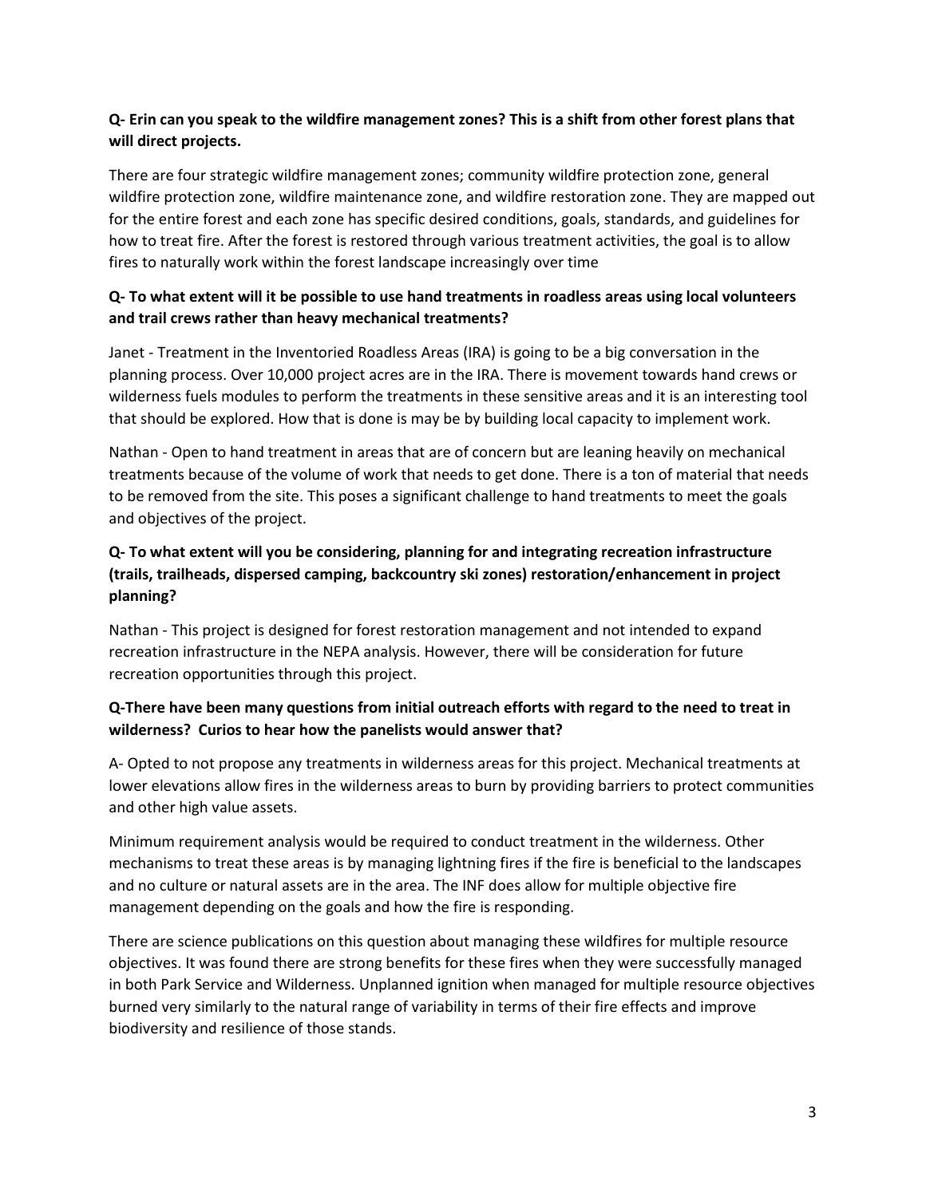**Q- Erin can you speak to the wildfire management zones? This is a shift from other forest plans that will direct projects.**

There are four strategic wildfire management zones; community wildfire protection zone, general wildfire protection zone, wildfire maintenance zone, and wildfire restoration zone. They are mapped out for the entire forest and each zone has specific desired conditions, goals, standards, and guidelines for how to treat fire. After the forest is restored through various treatment activities, the goal is to allow fires to naturally work within the forest landscape increasingly over time

**Q- To what extent will it be possible to use hand treatments in roadless areas using local volunteers and trail crews rather than heavy mechanical treatments?**

Janet - Treatment in the Inventoried Roadless Areas (IRA) is going to be a big conversation in the planning process. Over 10,000 project acres are in the IRA. There is movement towards hand crews or wilderness fuels modules to perform the treatments in these sensitive areas and it is an interesting tool that should be explored. How that is done is may be by building local capacity to implement work.

Nathan - Open to hand treatment in areas that are of concern but are leaning heavily on mechanical treatments because of the volume of work that needs to get done. There is a ton of material that needs to be removed from the site. This poses a significant challenge to hand treatments to meet the goals and objectives of the project.

**Q- To what extent will you be considering, planning for and integrating recreation infrastructure (trails, trailheads, dispersed camping, backcountry ski zones) restoration/enhancement in project planning?**

Nathan - This project is designed for forest restoration management and not intended to expand recreation infrastructure in the NEPA analysis. However, there will be consideration for future recreation opportunities through this project.

**Q-There have been many questions from initial outreach efforts with regard to the need to treat in wilderness? Curios to hear how the panelists would answer that?**

A- Opted to not propose any treatments in wilderness areas for this project. Mechanical treatments at lower elevations allow fires in the wilderness areas to burn by providing barriers to protect communities and other high value assets.

Minimum requirement analysis would be required to conduct treatment in the wilderness. Other mechanisms to treat these areas is by managing lightning fires if the fire is beneficial to the landscapes and no culture or natural assets are in the area. The INF does allow for multiple objective fire management depending on the goals and how the fire is responding.

There are science publications on this question about managing these wildfires for multiple resource objectives. It was found there are strong benefits for these fires when they were successfully managed in both Park Service and Wilderness. Unplanned ignition when managed for multiple resource objectives burned very similarly to the natural range of variability in terms of their fire effects and improve biodiversity and resilience of those stands.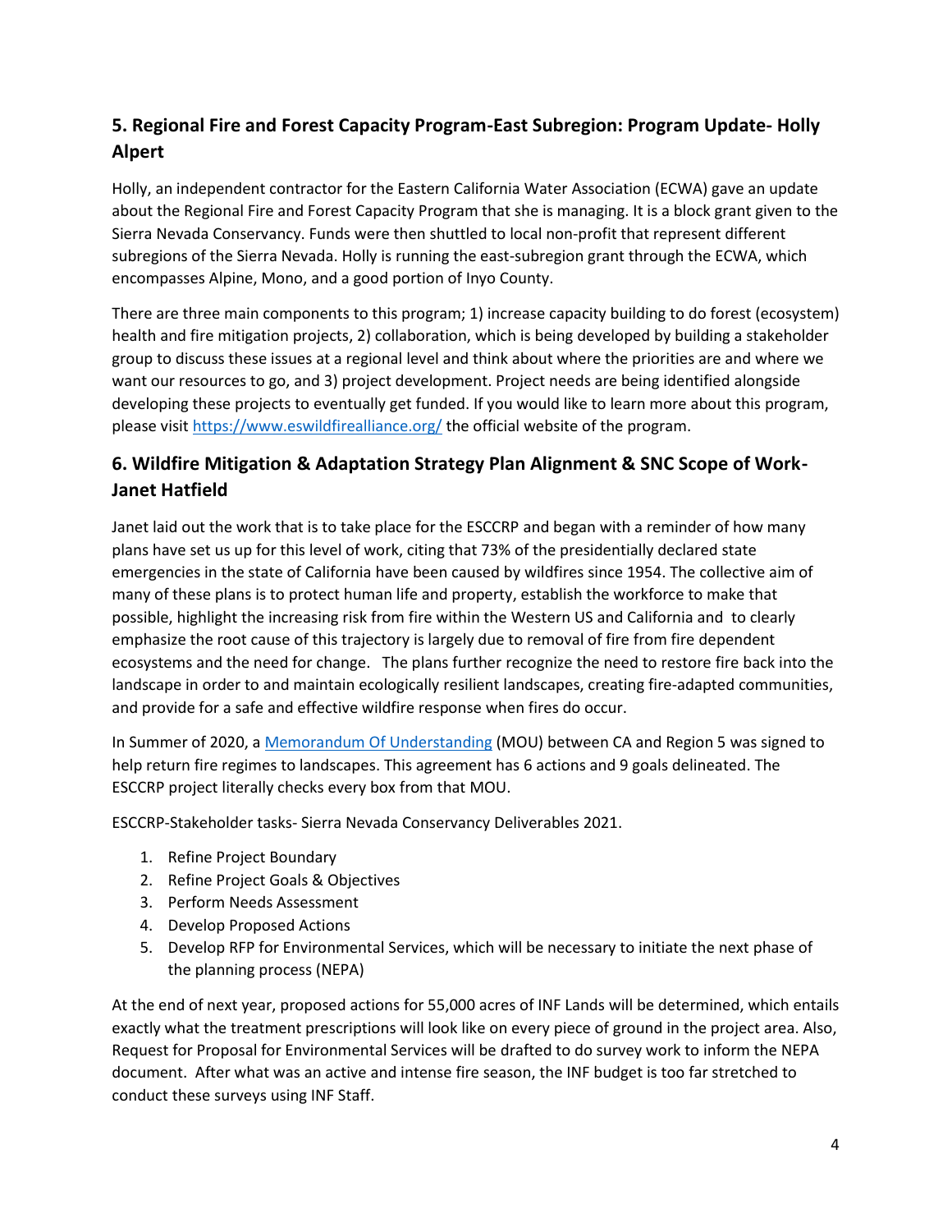## 5. Regional Fire and Forest Capacity Program-East Subregion: Program Update- Holly Alpert

Holly, an independent contractor for the Eastern California Water Association (ECWA) gave an update about the Regional Fire and Forest Capacity Program that she is managing. It is a block grant given to the Sierra Nevada Conservancy. Funds were then shuttled to local non-profit that represent different subregions of the Sierra Nevada. Holly is running the east-subregion grant through the ECWA, which encompasses Alpine, Mono, and a good portion of Inyo County.

There are three main components to this program; 1) increase capacity building to do forest (ecosystem) health and fire mitigation projects, 2) collaboration, which is being developed by building a stakeholder group to discuss these issues at a regional level and think about where the priorities are and where we want our resources to go, and 3) project development. Project needs are being identified alongside developing these projects to eventually get funded. If you would like to learn more about this program, please visit [https://www.eswildfirealliance.org/](https://www.eswildfirealliance.org/) the official website of the program.

## 6. Wildfire Mitigation & Adaptation Strategy Plan Alignment & SNC Scope of Work- Janet Hatfield

Janet laid out the work that is to take place for the ESCCRP and began with a reminder of how many plans have set us up for this level of work, citing that 73% of the presidentially declared state emergencies in the state of California have been caused by wildfires since 1954. The collective aim of many of these plans is to protect human life and property, establish the workforce to make that possible, highlight the increasing risk from fire within the Western US and California and to clearly emphasize the root cause of this trajectory is largely due to removal of fire from fire dependent ecosystems and the need for change. The plans further recognize the need to restore fire back into the landscape in order to and maintain ecologically resilient landscapes, creating fire-adapted communities, and provide for a safe and effective wildfire response when fires do occur.

In Summer of 2020, a Memorandum Of Understanding (MOU) between CA and Region 5 was signed to help return fire regimes to landscapes. This agreement has 6 actions and 9 goals delineated. The ESCCRP project literally checks every box from that MOU.

ESCCRP-Stakeholder tasks- Sierra Nevada Conservancy Deliverables 2021.

1. Refine Project Boundary
2. Refine Project Goals & Objectives
3. Perform Needs Assessment
4. Develop Proposed Actions
5. Develop RFP for Environmental Services, which will be necessary to initiate the next phase of the planning process (NEPA)

At the end of next year, proposed actions for 55,000 acres of INF Lands will be determined, which entails exactly what the treatment prescriptions will look like on every piece of ground in the project area. Also, Request for Proposal for Environmental Services will be drafted to do survey work to inform the NEPA document. After what was an active and intense fire season, the INF budget is too far stretched to conduct these surveys using INF Staff.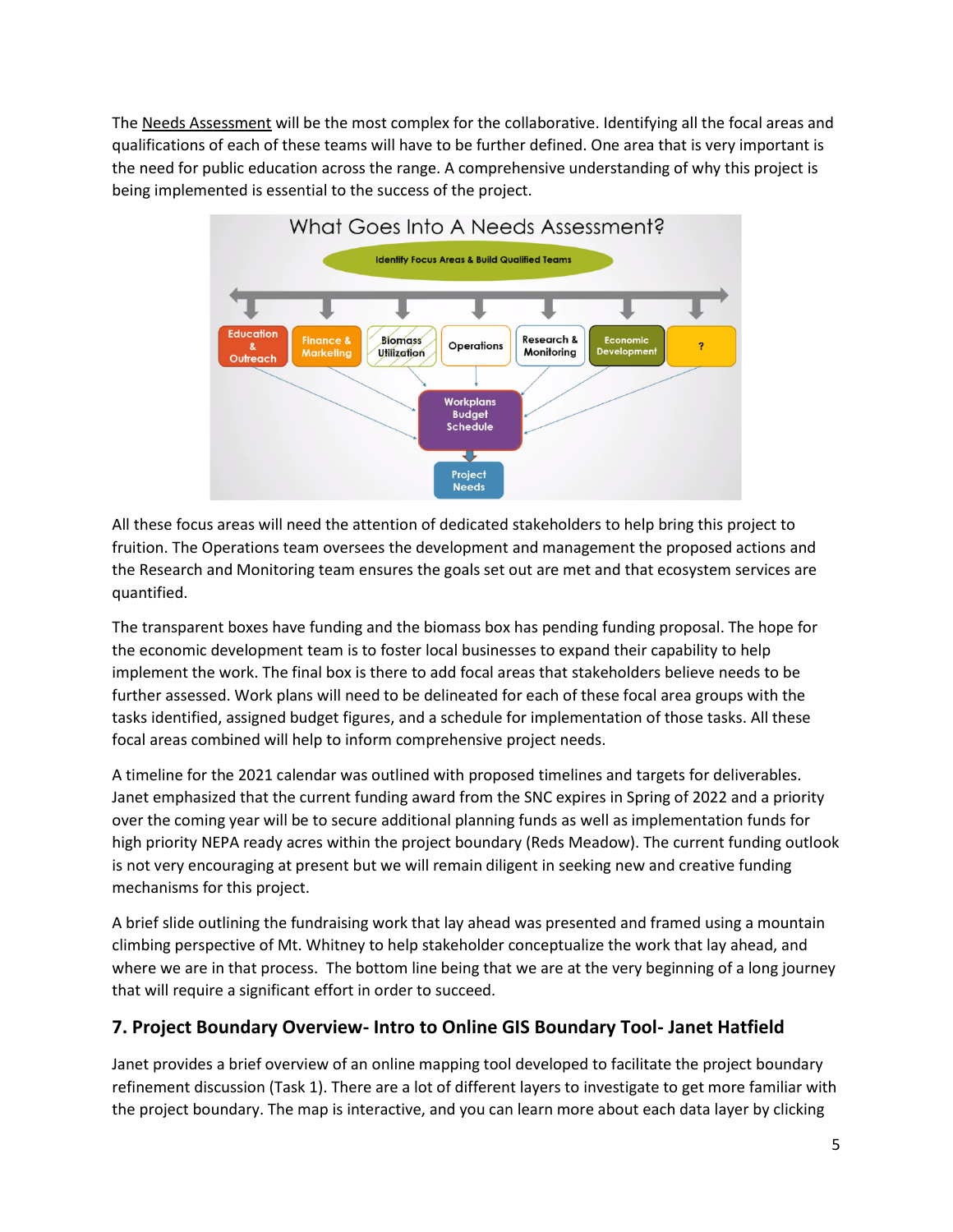The Needs Assessment will be the most complex for the collaborative. Identifying all the focal areas and qualifications of each of these teams will have to be further defined. One area that is very important is the need for public education across the range. A comprehensive understanding of why this project is being implemented is essential to the success of the project.

What Goes Into A Needs Assessment?

Identify Focus Areas & Build Qualified Teams

Education & Outreach | Finance & Marketing | Biomass Utilization | Operations | Research & Monitoring | Economic Development | ?

Workplans Budget Schedule

Project Needs

All these focus areas will need the attention of dedicated stakeholders to help bring this project to fruition. The Operations team oversees the development and management the proposed actions and the Research and Monitoring team ensures the goals set out are met and that ecosystem services are quantified.

The transparent boxes have funding and the biomass box has pending funding proposal. The hope for the economic development team is to foster local businesses to expand their capability to help implement the work. The final box is there to add focal areas that stakeholders believe needs to be further assessed. Work plans will need to be delineated for each of these focal area groups with the tasks identified, assigned budget figures, and a schedule for implementation of those tasks. All these focal areas combined will help to inform comprehensive project needs.

A timeline for the 2021 calendar was outlined with proposed timelines and targets for deliverables. Janet emphasized that the current funding award from the SNC expires in Spring of 2022 and a priority over the coming year will be to secure additional planning funds as well as implementation funds for high priority NEPA ready acres within the project boundary (Reds Meadow). The current funding outlook is not very encouraging at present but we will remain diligent in seeking new and creative funding mechanisms for this project.

A brief slide outlining the fundraising work that lay ahead was presented and framed using a mountain climbing perspective of Mt. Whitney to help stakeholder conceptualize the work that lay ahead, and where we are in that process. The bottom line being that we are at the very beginning of a long journey that will require a significant effort in order to succeed.

## 7. Project Boundary Overview- Intro to Online GIS Boundary Tool- Janet Hatfield

Janet provides a brief overview of an online mapping tool developed to facilitate the project boundary refinement discussion (Task 1). There are a lot of different layers to investigate to get more familiar with the project boundary. The map is interactive, and you can learn more about each data layer by clicking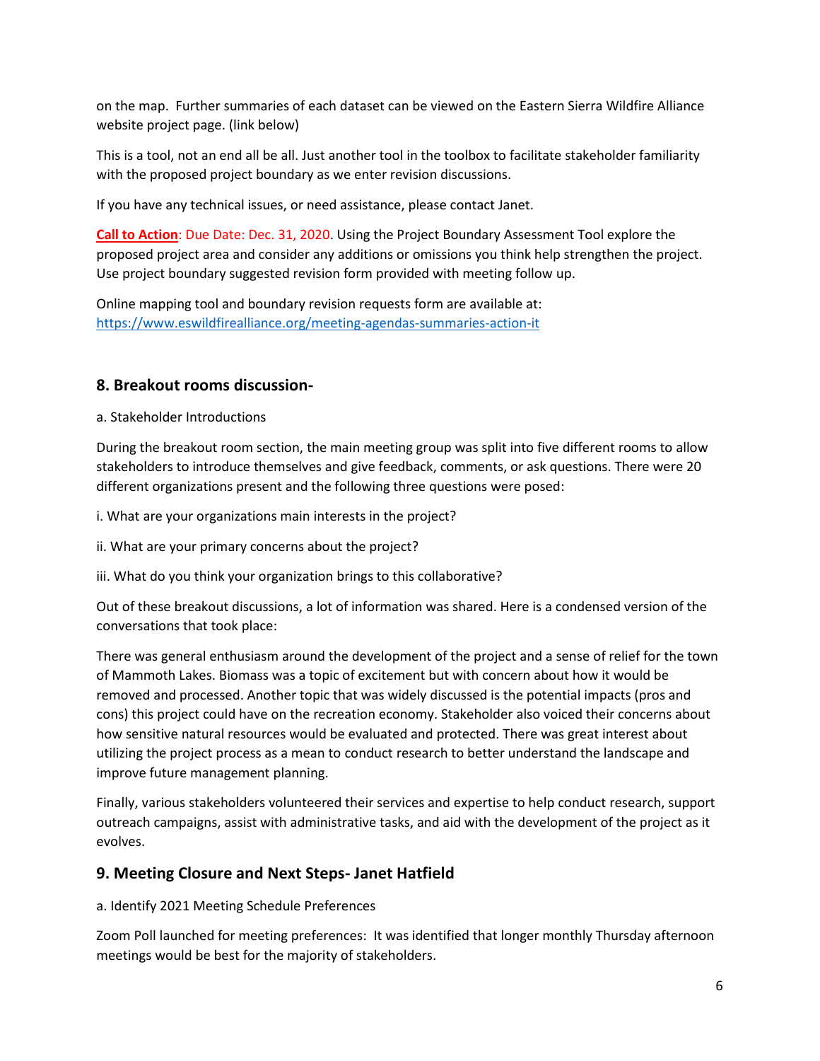on the map. Further summaries of each dataset can be viewed on the Eastern Sierra Wildfire Alliance website project page. (link below)

This is a tool, not an end all be all. Just another tool in the toolbox to facilitate stakeholder familiarity with the proposed project boundary as we enter revision discussions.

If you have any technical issues, or need assistance, please contact Janet.

**Call to Action**: Due Date: Dec. 31, 2020. Using the Project Boundary Assessment Tool explore the proposed project area and consider any additions or omissions you think help strengthen the project. Use project boundary suggested revision form provided with meeting follow up.

Online mapping tool and boundary revision requests form are available at:
https://www.eswildfirealliance.org/meeting-agendas-summaries-action-it

## 8. Breakout rooms discussion-

a. Stakeholder Introductions

During the breakout room section, the main meeting group was split into five different rooms to allow stakeholders to introduce themselves and give feedback, comments, or ask questions. There were 20 different organizations present and the following three questions were posed:

i. What are your organizations main interests in the project?

ii. What are your primary concerns about the project?

iii. What do you think your organization brings to this collaborative?

Out of these breakout discussions, a lot of information was shared. Here is a condensed version of the conversations that took place:

There was general enthusiasm around the development of the project and a sense of relief for the town of Mammoth Lakes. Biomass was a topic of excitement but with concern about how it would be removed and processed. Another topic that was widely discussed is the potential impacts (pros and cons) this project could have on the recreation economy. Stakeholder also voiced their concerns about how sensitive natural resources would be evaluated and protected. There was great interest about utilizing the project process as a mean to conduct research to better understand the landscape and improve future management planning.

Finally, various stakeholders volunteered their services and expertise to help conduct research, support outreach campaigns, assist with administrative tasks, and aid with the development of the project as it evolves.

## 9. Meeting Closure and Next Steps- Janet Hatfield

a. Identify 2021 Meeting Schedule Preferences

Zoom Poll launched for meeting preferences: It was identified that longer monthly Thursday afternoon meetings would be best for the majority of stakeholders.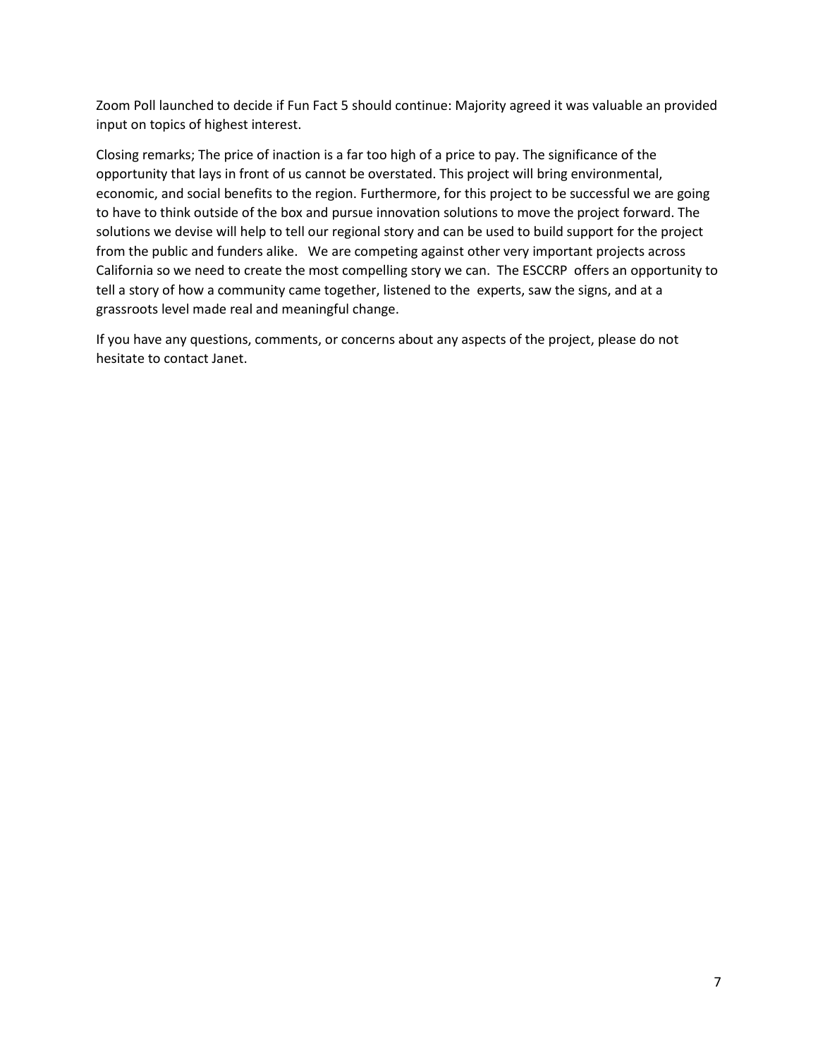Zoom Poll launched to decide if Fun Fact 5 should continue: Majority agreed it was valuable an provided input on topics of highest interest.

Closing remarks; The price of inaction is a far too high of a price to pay. The significance of the opportunity that lays in front of us cannot be overstated. This project will bring environmental, economic, and social benefits to the region. Furthermore, for this project to be successful we are going to have to think outside of the box and pursue innovation solutions to move the project forward. The solutions we devise will help to tell our regional story and can be used to build support for the project from the public and funders alike. We are competing against other very important projects across California so we need to create the most compelling story we can. The ESCCRP offers an opportunity to tell a story of how a community came together, listened to the experts, saw the signs, and at a grassroots level made real and meaningful change.

If you have any questions, comments, or concerns about any aspects of the project, please do not hesitate to contact Janet.